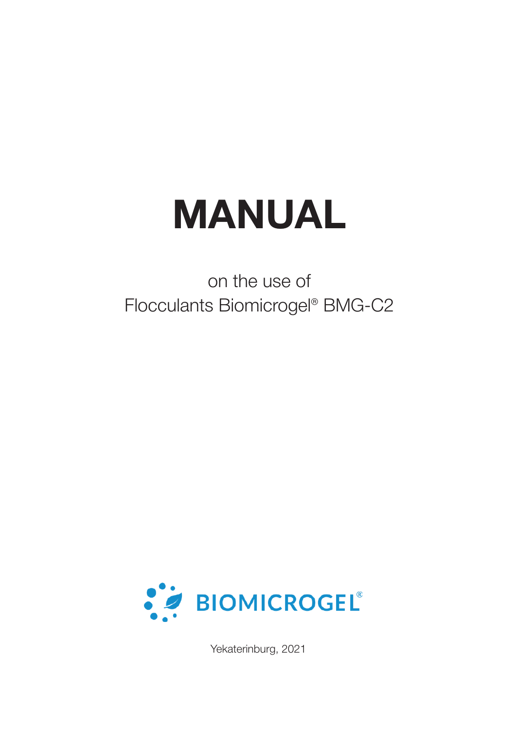# MANUAL

on the use of
Flocculants Biomicrogel® BMG-C2

BIOMICROGEL®

Yekaterinburg, 2021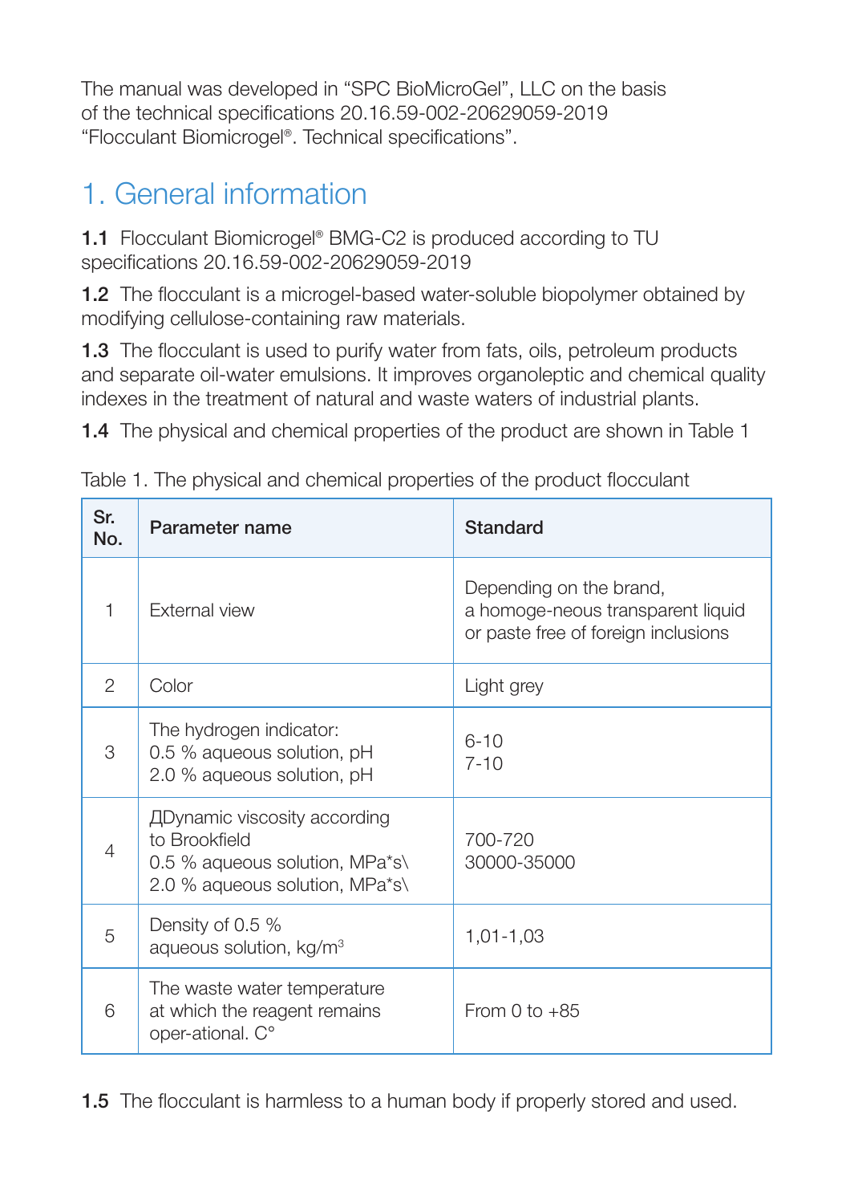The manual was developed in "SPC BioMicroGel", LLC on the basis of the technical specifications 20.16.59-002-20629059-2019 "Flocculant Biomicrogel®. Technical specifications".

# 1. General information

**1.1** Flocculant Biomicrogel® BMG-C2 is produced according to TU specifications 20.16.59-002-20629059-2019

**1.2** The flocculant is a microgel-based water-soluble biopolymer obtained by modifying cellulose-containing raw materials.

**1.3** The flocculant is used to purify water from fats, oils, petroleum products and separate oil-water emulsions. It improves organoleptic and chemical quality indexes in the treatment of natural and waste waters of industrial plants.

**1.4** The physical and chemical properties of the product are shown in Table 1

Table 1. The physical and chemical properties of the product flocculant

| Sr. No. | Parameter name | Standard |
|---|---|---|
| 1 | External view | Depending on the brand, a homoge-neous transparent liquid or paste free of foreign inclusions |
| 2 | Color | Light grey |
| 3 | The hydrogen indicator:<br>0.5 % aqueous solution, pH<br>2.0 % aqueous solution, pH | 6-10<br>7-10 |
| 4 | ДDynamic viscosity according to Brookfield<br>0.5 % aqueous solution, MPa*s\<br>2.0 % aqueous solution, MPa*s\ | 700-720<br>30000-35000 |
| 5 | Density of 0.5 % aqueous solution, kg/m³ | 1,01-1,03 |
| 6 | The waste water temperature at which the reagent remains oper-ational. C° | From 0 to +85 |

**1.5** The flocculant is harmless to a human body if properly stored and used.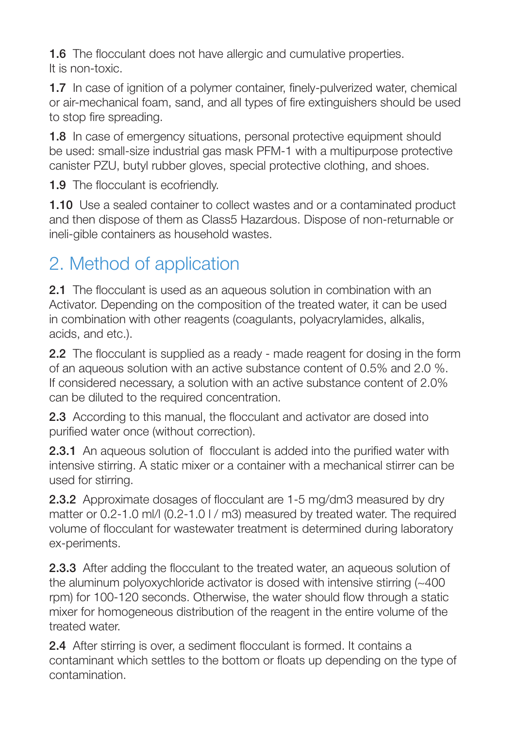**1.6** The flocculant does not have allergic and cumulative properties. It is non-toxic.

**1.7** In case of ignition of a polymer container, finely-pulverized water, chemical or air-mechanical foam, sand, and all types of fire extinguishers should be used to stop fire spreading.

**1.8** In case of emergency situations, personal protective equipment should be used: small-size industrial gas mask PFM-1 with a multipurpose protective canister PZU, butyl rubber gloves, special protective clothing, and shoes.

**1.9** The flocculant is ecofriendly.

**1.10** Use a sealed container to collect wastes and or a contaminated product and then dispose of them as Class5 Hazardous. Dispose of non-returnable or ineli-gible containers as household wastes.

## 2. Method of application

**2.1** The flocculant is used as an aqueous solution in combination with an Activator. Depending on the composition of the treated water, it can be used in combination with other reagents (coagulants, polyacrylamides, alkalis, acids, and etc.).

**2.2** The flocculant is supplied as a ready - made reagent for dosing in the form of an aqueous solution with an active substance content of 0.5% and 2.0 %. If considered necessary, a solution with an active substance content of 2.0% can be diluted to the required concentration.

**2.3** According to this manual, the flocculant and activator are dosed into purified water once (without correction).

**2.3.1** An aqueous solution of flocculant is added into the purified water with intensive stirring. A static mixer or a container with a mechanical stirrer can be used for stirring.

**2.3.2** Approximate dosages of flocculant are 1-5 mg/dm3 measured by dry matter or 0.2-1.0 ml/l (0.2-1.0 l / m3) measured by treated water. The required volume of flocculant for wastewater treatment is determined during laboratory ex-periments.

**2.3.3** After adding the flocculant to the treated water, an aqueous solution of the aluminum polyoxychloride activator is dosed with intensive stirring (~400 rpm) for 100-120 seconds. Otherwise, the water should flow through a static mixer for homogeneous distribution of the reagent in the entire volume of the treated water.

**2.4** After stirring is over, a sediment flocculant is formed. It contains a contaminant which settles to the bottom or floats up depending on the type of contamination.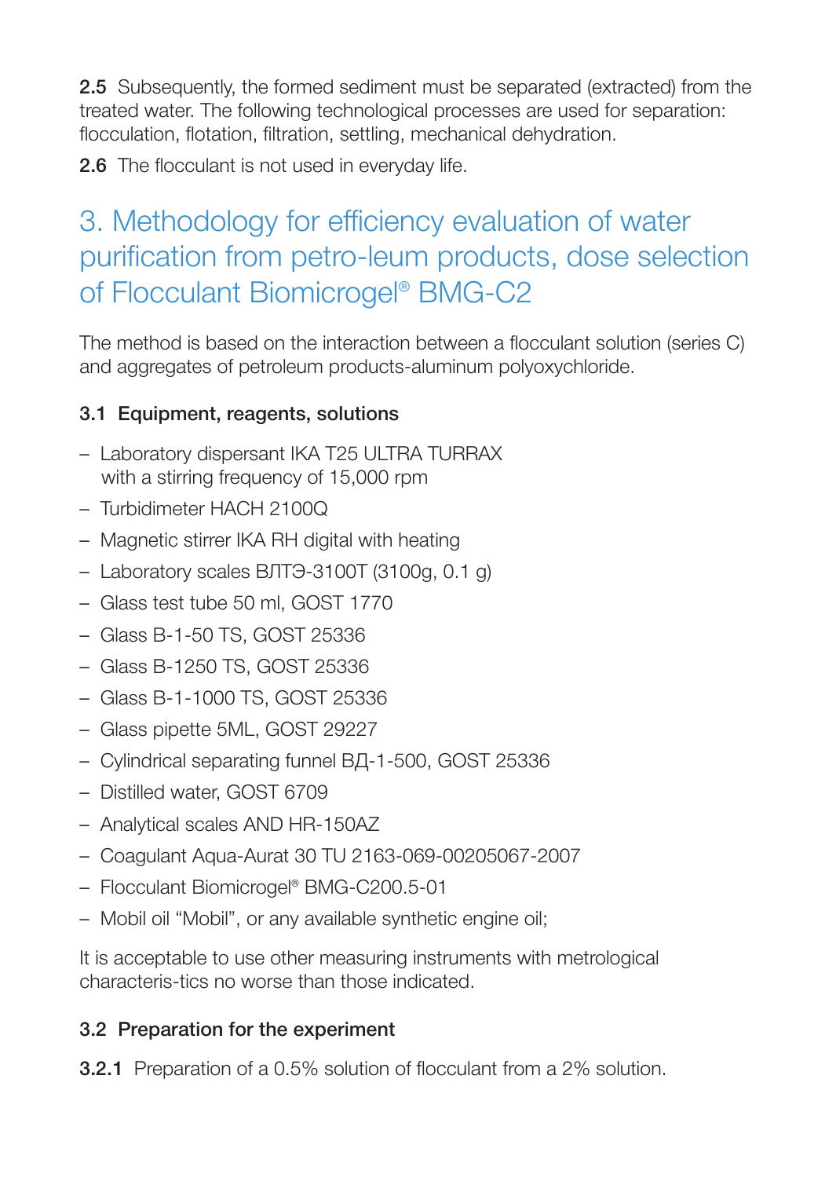**2.5** Subsequently, the formed sediment must be separated (extracted) from the treated water. The following technological processes are used for separation: flocculation, flotation, filtration, settling, mechanical dehydration.

**2.6** The flocculant is not used in everyday life.

# 3. Methodology for efficiency evaluation of water purification from petro-leum products, dose selection of Flocculant Biomicrogel® BMG-C2

The method is based on the interaction between a flocculant solution (series C) and aggregates of petroleum products-aluminum polyoxychloride.

### 3.1 Equipment, reagents, solutions

- Laboratory dispersant IKA T25 ULTRA TURRAX with a stirring frequency of 15,000 rpm
- Turbidimeter HACH 2100Q
- Magnetic stirrer IKA RH digital with heating
- Laboratory scales ВЛТЭ-3100Т (3100g, 0.1 g)
- Glass test tube 50 ml, GOST 1770
- Glass B-1-50 TS, GOST 25336
- Glass B-1250 TS, GOST 25336
- Glass B-1-1000 TS, GOST 25336
- Glass pipette 5ML, GOST 29227
- Cylindrical separating funnel ВД-1-500, GOST 25336
- Distilled water, GOST 6709
- Analytical scales AND HR-150AZ
- Coagulant Aqua-Aurat 30 TU 2163-069-00205067-2007
- Flocculant Biomicrogel® BMG-C200.5-01
- Mobil oil "Mobil", or any available synthetic engine oil;

It is acceptable to use other measuring instruments with metrological characteris-tics no worse than those indicated.

### 3.2 Preparation for the experiment

**3.2.1** Preparation of a 0.5% solution of flocculant from a 2% solution.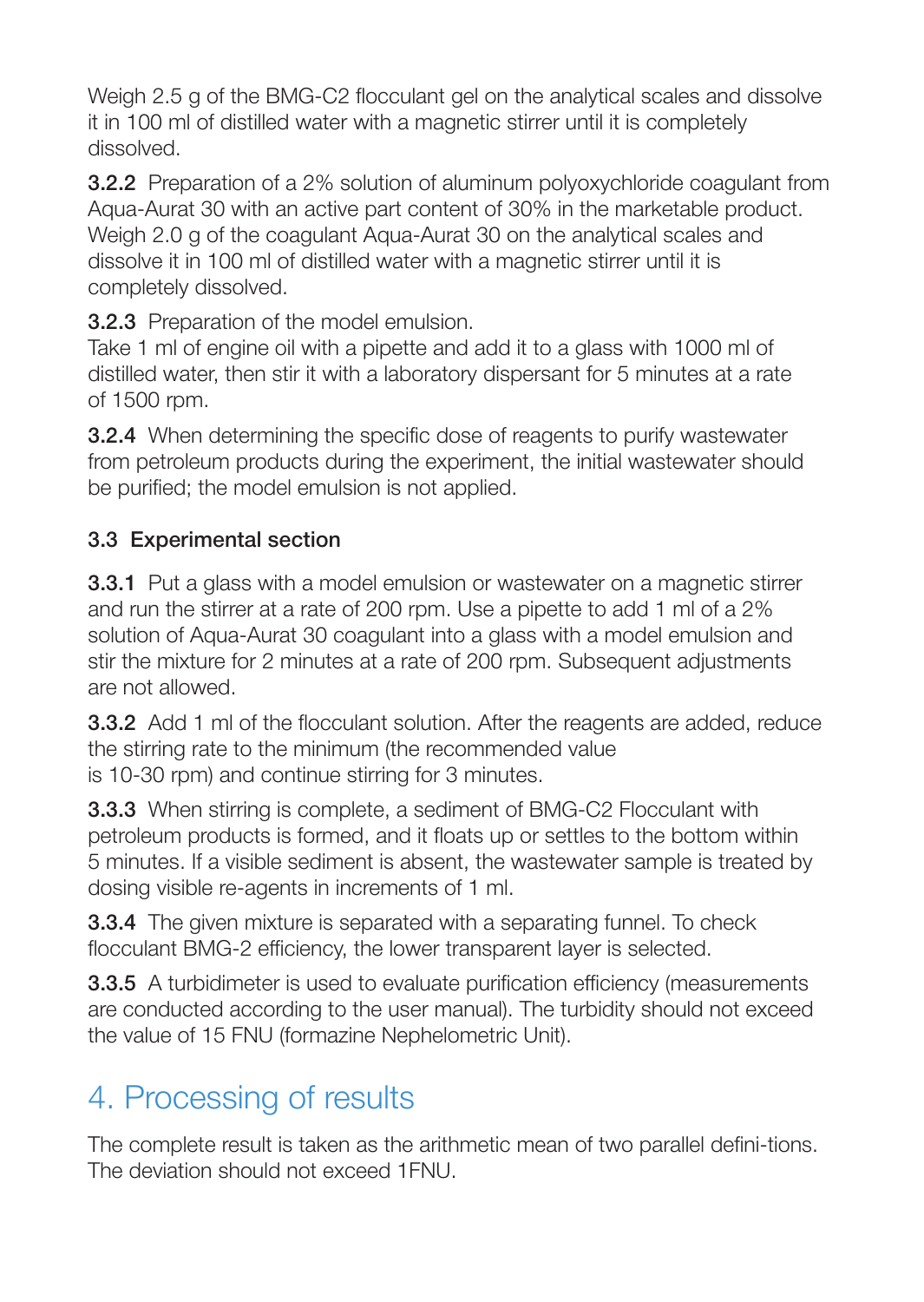Weigh 2.5 g of the BMG-C2 flocculant gel on the analytical scales and dissolve it in 100 ml of distilled water with a magnetic stirrer until it is completely dissolved.

**3.2.2** Preparation of a 2% solution of aluminum polyoxychloride coagulant from Aqua-Aurat 30 with an active part content of 30% in the marketable product. Weigh 2.0 g of the coagulant Aqua-Aurat 30 on the analytical scales and dissolve it in 100 ml of distilled water with a magnetic stirrer until it is completely dissolved.

**3.2.3** Preparation of the model emulsion.
Take 1 ml of engine oil with a pipette and add it to a glass with 1000 ml of distilled water, then stir it with a laboratory dispersant for 5 minutes at a rate of 1500 rpm.

**3.2.4** When determining the specific dose of reagents to purify wastewater from petroleum products during the experiment, the initial wastewater should be purified; the model emulsion is not applied.

### 3.3 Experimental section

**3.3.1** Put a glass with a model emulsion or wastewater on a magnetic stirrer and run the stirrer at a rate of 200 rpm. Use a pipette to add 1 ml of a 2% solution of Aqua-Aurat 30 coagulant into a glass with a model emulsion and stir the mixture for 2 minutes at a rate of 200 rpm. Subsequent adjustments are not allowed.

**3.3.2** Add 1 ml of the flocculant solution. After the reagents are added, reduce the stirring rate to the minimum (the recommended value is 10-30 rpm) and continue stirring for 3 minutes.

**3.3.3** When stirring is complete, a sediment of BMG-C2 Flocculant with petroleum products is formed, and it floats up or settles to the bottom within 5 minutes. If a visible sediment is absent, the wastewater sample is treated by dosing visible re-agents in increments of 1 ml.

**3.3.4** The given mixture is separated with a separating funnel. To check flocculant BMG-2 efficiency, the lower transparent layer is selected.

**3.3.5** A turbidimeter is used to evaluate purification efficiency (measurements are conducted according to the user manual). The turbidity should not exceed the value of 15 FNU (formazine Nephelometric Unit).

## 4. Processing of results

The complete result is taken as the arithmetic mean of two parallel defini-tions. The deviation should not exceed 1FNU.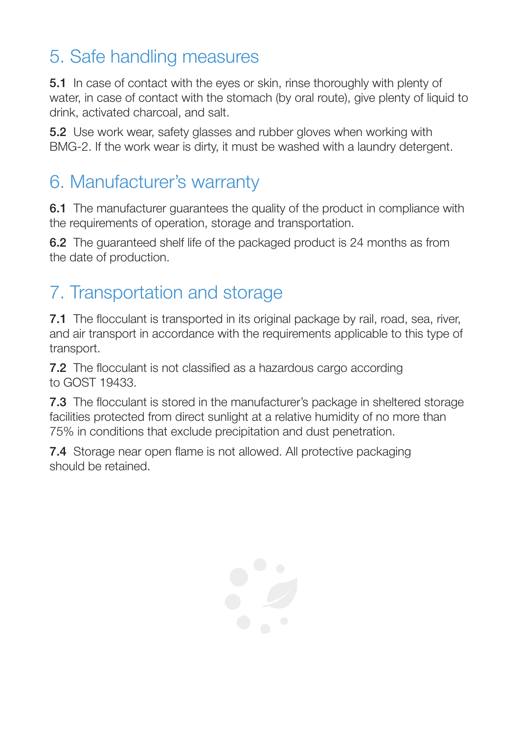## 5. Safe handling measures

**5.1** In case of contact with the eyes or skin, rinse thoroughly with plenty of water, in case of contact with the stomach (by oral route), give plenty of liquid to drink, activated charcoal, and salt.

**5.2** Use work wear, safety glasses and rubber gloves when working with BMG-2. If the work wear is dirty, it must be washed with a laundry detergent.

## 6. Manufacturer's warranty

**6.1** The manufacturer guarantees the quality of the product in compliance with the requirements of operation, storage and transportation.

**6.2** The guaranteed shelf life of the packaged product is 24 months as from the date of production.

## 7. Transportation and storage

**7.1** The flocculant is transported in its original package by rail, road, sea, river, and air transport in accordance with the requirements applicable to this type of transport.

**7.2** The flocculant is not classified as a hazardous cargo according to GOST 19433.

**7.3** The flocculant is stored in the manufacturer's package in sheltered storage facilities protected from direct sunlight at a relative humidity of no more than 75% in conditions that exclude precipitation and dust penetration.

**7.4** Storage near open flame is not allowed. All protective packaging should be retained.